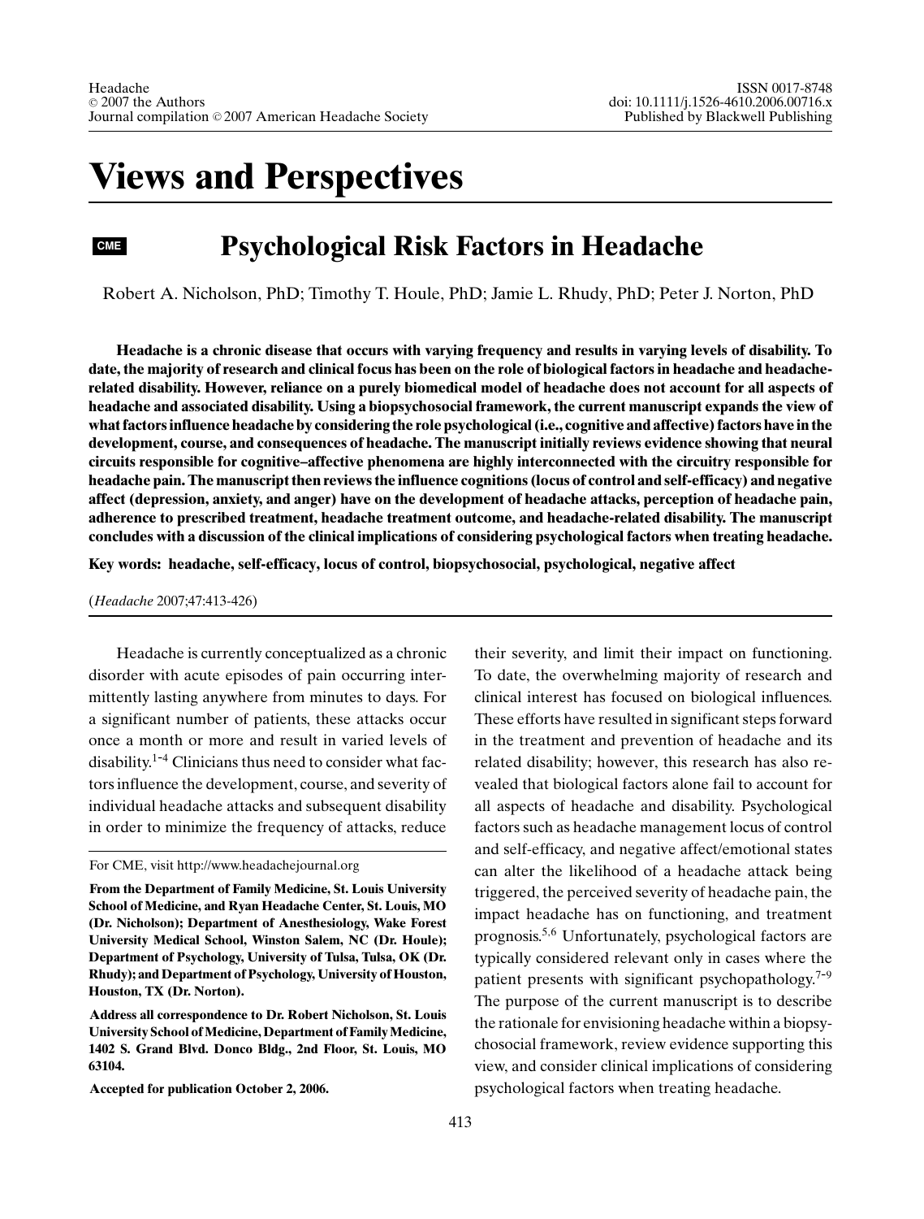# Views and Perspectives

CME

## Psychological Risk Factors in Headache

Robert A. Nicholson, PhD; Timothy T. Houle, PhD; Jamie L. Rhudy, PhD; Peter J. Norton, PhD

**Headache is a chronic disease that occurs with varying frequency and results in varying levels of disability. To date, the majority of research and clinical focus has been on the role of biological factors in headache and headache-related disability. However, reliance on a purely biomedical model of headache does not account for all aspects of headache and associated disability. Using a biopsychosocial framework, the current manuscript expands the view of what factors influence headache by considering the role psychological (i.e., cognitive and affective) factors have in the development, course, and consequences of headache. The manuscript initially reviews evidence showing that neural circuits responsible for cognitive–affective phenomena are highly interconnected with the circuitry responsible for headache pain. The manuscript then reviews the influence cognitions (locus of control and self-efficacy) and negative affect (depression, anxiety, and anger) have on the development of headache attacks, perception of headache pain, adherence to prescribed treatment, headache treatment outcome, and headache-related disability. The manuscript concludes with a discussion of the clinical implications of considering psychological factors when treating headache.**

**Key words: headache, self-efficacy, locus of control, biopsychosocial, psychological, negative affect**

(*Headache* 2007;47:413-426)

Headache is currently conceptualized as a chronic disorder with acute episodes of pain occurring intermittently lasting anywhere from minutes to days. For a significant number of patients, these attacks occur once a month or more and result in varied levels of disability.[1-4] Clinicians thus need to consider what factors influence the development, course, and severity of individual headache attacks and subsequent disability in order to minimize the frequency of attacks, reduce their severity, and limit their impact on functioning. To date, the overwhelming majority of research and clinical interest has focused on biological influences. These efforts have resulted in significant steps forward in the treatment and prevention of headache and its related disability; however, this research has also revealed that biological factors alone fail to account for all aspects of headache and disability. Psychological factors such as headache management locus of control and self-efficacy, and negative affect/emotional states can alter the likelihood of a headache attack being triggered, the perceived severity of headache pain, the impact headache has on functioning, and treatment prognosis.[5,6] Unfortunately, psychological factors are typically considered relevant only in cases where the patient presents with significant psychopathology.[7-9] The purpose of the current manuscript is to describe the rationale for envisioning headache within a biopsychosocial framework, review evidence supporting this view, and consider clinical implications of considering psychological factors when treating headache.

For CME, visit http://www.headachejournal.org

**From the Department of Family Medicine, St. Louis University School of Medicine, and Ryan Headache Center, St. Louis, MO (Dr. Nicholson); Department of Anesthesiology, Wake Forest University Medical School, Winston Salem, NC (Dr. Houle); Department of Psychology, University of Tulsa, Tulsa, OK (Dr. Rhudy); and Department of Psychology, University of Houston, Houston, TX (Dr. Norton).**

**Address all correspondence to Dr. Robert Nicholson, St. Louis University School of Medicine, Department of Family Medicine, 1402 S. Grand Blvd. Donco Bldg., 2nd Floor, St. Louis, MO 63104.**

**Accepted for publication October 2, 2006.**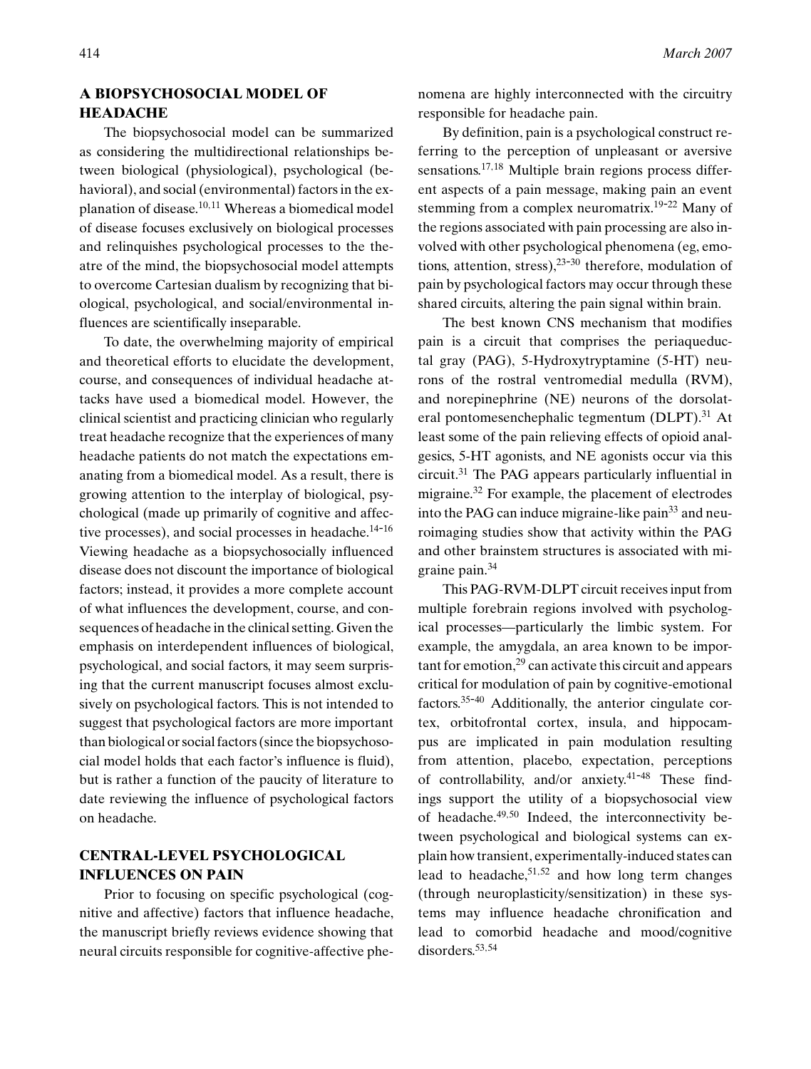## A BIOPSYCHOSOCIAL MODEL OF HEADACHE

The biopsychosocial model can be summarized as considering the multidirectional relationships between biological (physiological), psychological (behavioral), and social (environmental) factors in the explanation of disease.[10,11] Whereas a biomedical model of disease focuses exclusively on biological processes and relinquishes psychological processes to the theatre of the mind, the biopsychosocial model attempts to overcome Cartesian dualism by recognizing that biological, psychological, and social/environmental influences are scientifically inseparable.

To date, the overwhelming majority of empirical and theoretical efforts to elucidate the development, course, and consequences of individual headache attacks have used a biomedical model. However, the clinical scientist and practicing clinician who regularly treat headache recognize that the experiences of many headache patients do not match the expectations emanating from a biomedical model. As a result, there is growing attention to the interplay of biological, psychological (made up primarily of cognitive and affective processes), and social processes in headache.[14-16] Viewing headache as a biopsychosocially influenced disease does not discount the importance of biological factors; instead, it provides a more complete account of what influences the development, course, and consequences of headache in the clinical setting. Given the emphasis on interdependent influences of biological, psychological, and social factors, it may seem surprising that the current manuscript focuses almost exclusively on psychological factors. This is not intended to suggest that psychological factors are more important than biological or social factors (since the biopsychosocial model holds that each factor's influence is fluid), but is rather a function of the paucity of literature to date reviewing the influence of psychological factors on headache.

## CENTRAL-LEVEL PSYCHOLOGICAL INFLUENCES ON PAIN

Prior to focusing on specific psychological (cognitive and affective) factors that influence headache, the manuscript briefly reviews evidence showing that neural circuits responsible for cognitive-affective phenomena are highly interconnected with the circuitry responsible for headache pain.

By definition, pain is a psychological construct referring to the perception of unpleasant or aversive sensations.[17,18] Multiple brain regions process different aspects of a pain message, making pain an event stemming from a complex neuromatrix.[19-22] Many of the regions associated with pain processing are also involved with other psychological phenomena (eg, emotions, attention, stress),[23-30] therefore, modulation of pain by psychological factors may occur through these shared circuits, altering the pain signal within brain.

The best known CNS mechanism that modifies pain is a circuit that comprises the periaqueductal gray (PAG), 5-Hydroxytryptamine (5-HT) neurons of the rostral ventromedial medulla (RVM), and norepinephrine (NE) neurons of the dorsolateral pontomesenchephalic tegmentum (DLPT).[31] At least some of the pain relieving effects of opioid analgesics, 5-HT agonists, and NE agonists occur via this circuit.[31] The PAG appears particularly influential in migraine.[32] For example, the placement of electrodes into the PAG can induce migraine-like pain[33] and neuroimaging studies show that activity within the PAG and other brainstem structures is associated with migraine pain.[34]

This PAG-RVM-DLPT circuit receives input from multiple forebrain regions involved with psychological processes—particularly the limbic system. For example, the amygdala, an area known to be important for emotion,[29] can activate this circuit and appears critical for modulation of pain by cognitive-emotional factors.[35-40] Additionally, the anterior cingulate cortex, orbitofrontal cortex, insula, and hippocampus are implicated in pain modulation resulting from attention, placebo, expectation, perceptions of controllability, and/or anxiety.[41-48] These findings support the utility of a biopsychosocial view of headache.[49,50] Indeed, the interconnectivity between psychological and biological systems can explain how transient, experimentally-induced states can lead to headache,[51,52] and how long term changes (through neuroplasticity/sensitization) in these systems may influence headache chronification and lead to comorbid headache and mood/cognitive disorders.[53,54]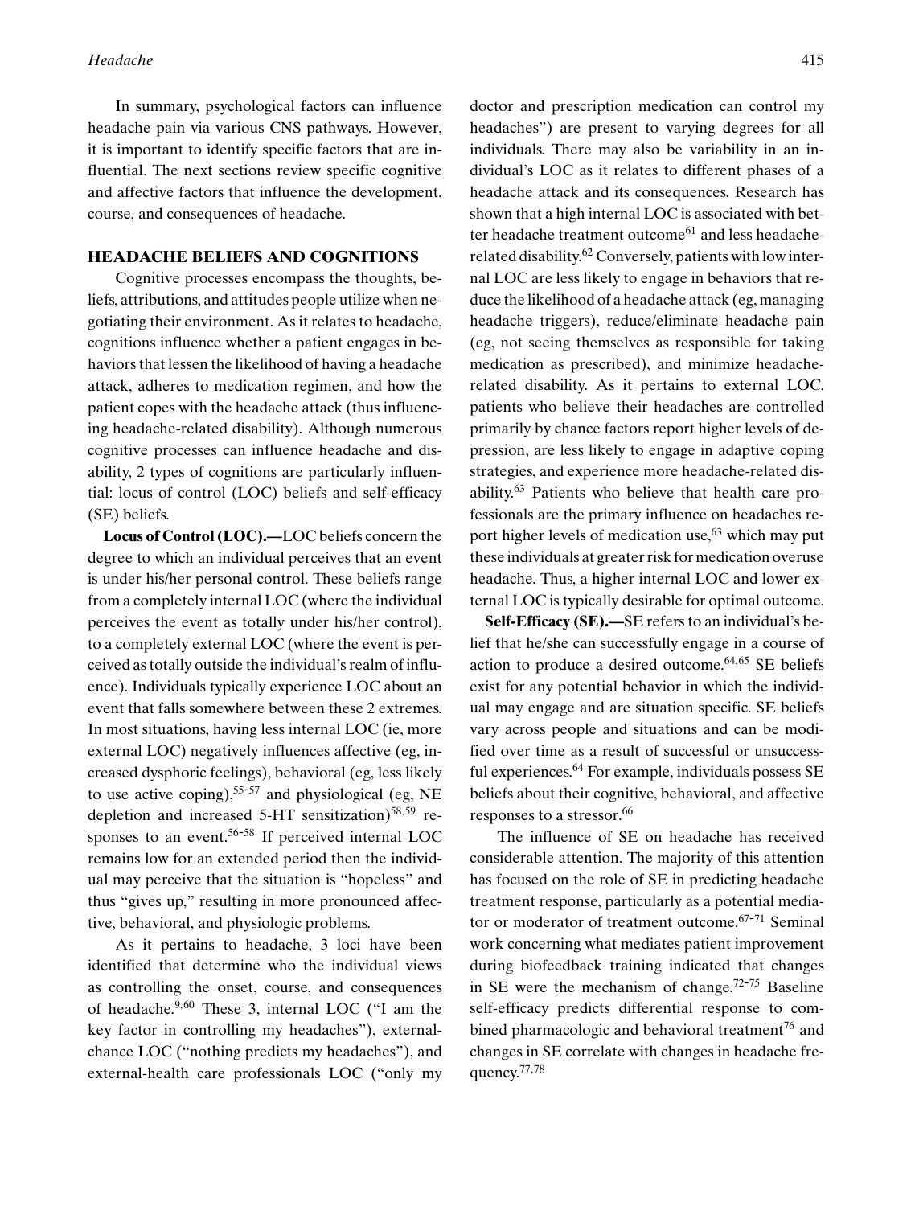In summary, psychological factors can influence headache pain via various CNS pathways. However, it is important to identify specific factors that are influential. The next sections review specific cognitive and affective factors that influence the development, course, and consequences of headache.

## HEADACHE BELIEFS AND COGNITIONS

Cognitive processes encompass the thoughts, beliefs, attributions, and attitudes people utilize when negotiating their environment. As it relates to headache, cognitions influence whether a patient engages in behaviors that lessen the likelihood of having a headache attack, adheres to medication regimen, and how the patient copes with the headache attack (thus influencing headache-related disability). Although numerous cognitive processes can influence headache and disability, 2 types of cognitions are particularly influential: locus of control (LOC) beliefs and self-efficacy (SE) beliefs.

**Locus of Control (LOC).—**LOC beliefs concern the degree to which an individual perceives that an event is under his/her personal control. These beliefs range from a completely internal LOC (where the individual perceives the event as totally under his/her control), to a completely external LOC (where the event is perceived as totally outside the individual's realm of influence). Individuals typically experience LOC about an event that falls somewhere between these 2 extremes. In most situations, having less internal LOC (ie, more external LOC) negatively influences affective (eg, increased dysphoric feelings), behavioral (eg, less likely to use active coping),[55-57] and physiological (eg, NE depletion and increased 5-HT sensitization)[58,59] responses to an event.[56-58] If perceived internal LOC remains low for an extended period then the individual may perceive that the situation is "hopeless" and thus "gives up," resulting in more pronounced affective, behavioral, and physiologic problems.

As it pertains to headache, 3 loci have been identified that determine who the individual views as controlling the onset, course, and consequences of headache.[9,60] These 3, internal LOC ("I am the key factor in controlling my headaches"), external-chance LOC ("nothing predicts my headaches"), and external-health care professionals LOC ("only my doctor and prescription medication can control my headaches") are present to varying degrees for all individuals. There may also be variability in an individual's LOC as it relates to different phases of a headache attack and its consequences. Research has shown that a high internal LOC is associated with better headache treatment outcome[61] and less headache-related disability.[62] Conversely, patients with low internal LOC are less likely to engage in behaviors that reduce the likelihood of a headache attack (eg, managing headache triggers), reduce/eliminate headache pain (eg, not seeing themselves as responsible for taking medication as prescribed), and minimize headache-related disability. As it pertains to external LOC, patients who believe their headaches are controlled primarily by chance factors report higher levels of depression, are less likely to engage in adaptive coping strategies, and experience more headache-related disability.[63] Patients who believe that health care professionals are the primary influence on headaches report higher levels of medication use,[63] which may put these individuals at greater risk for medication overuse headache. Thus, a higher internal LOC and lower external LOC is typically desirable for optimal outcome.

**Self-Efficacy (SE).—**SE refers to an individual's belief that he/she can successfully engage in a course of action to produce a desired outcome.[64,65] SE beliefs exist for any potential behavior in which the individual may engage and are situation specific. SE beliefs vary across people and situations and can be modified over time as a result of successful or unsuccessful experiences.[64] For example, individuals possess SE beliefs about their cognitive, behavioral, and affective responses to a stressor.[66]

The influence of SE on headache has received considerable attention. The majority of this attention has focused on the role of SE in predicting headache treatment response, particularly as a potential mediator or moderator of treatment outcome.[67-71] Seminal work concerning what mediates patient improvement during biofeedback training indicated that changes in SE were the mechanism of change.[72-75] Baseline self-efficacy predicts differential response to combined pharmacologic and behavioral treatment[76] and changes in SE correlate with changes in headache frequency.[77,78]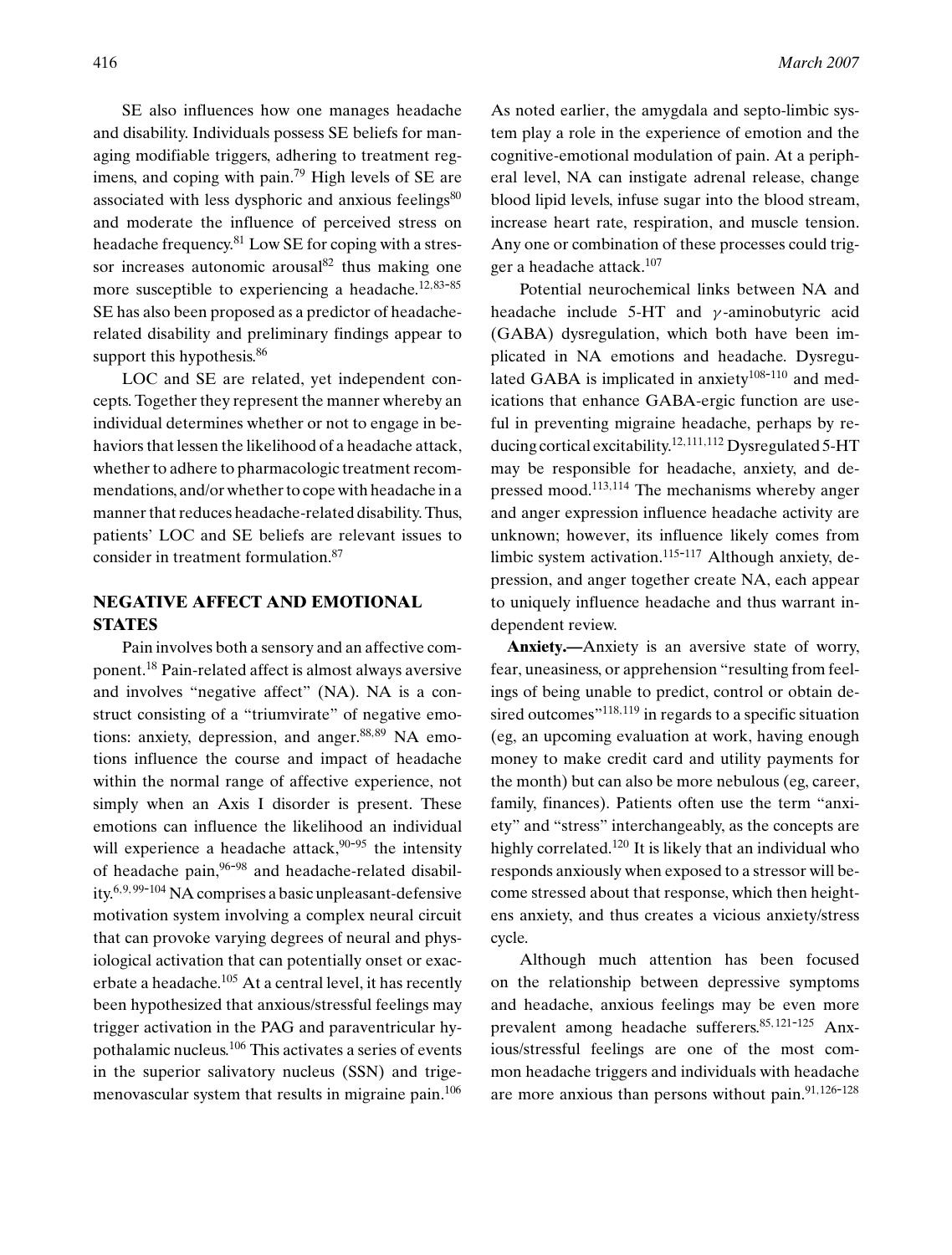SE also influences how one manages headache and disability. Individuals possess SE beliefs for managing modifiable triggers, adhering to treatment regimens, and coping with pain.[79] High levels of SE are associated with less dysphoric and anxious feelings[80] and moderate the influence of perceived stress on headache frequency.[81] Low SE for coping with a stressor increases autonomic arousal[82] thus making one more susceptible to experiencing a headache.[12,83-85] SE has also been proposed as a predictor of headache-related disability and preliminary findings appear to support this hypothesis.[86]

LOC and SE are related, yet independent concepts. Together they represent the manner whereby an individual determines whether or not to engage in behaviors that lessen the likelihood of a headache attack, whether to adhere to pharmacologic treatment recommendations, and/or whether to cope with headache in a manner that reduces headache-related disability. Thus, patients' LOC and SE beliefs are relevant issues to consider in treatment formulation.[87]

## NEGATIVE AFFECT AND EMOTIONAL STATES

Pain involves both a sensory and an affective component.[18] Pain-related affect is almost always aversive and involves "negative affect" (NA). NA is a construct consisting of a "triumvirate" of negative emotions: anxiety, depression, and anger.[88,89] NA emotions influence the course and impact of headache within the normal range of affective experience, not simply when an Axis I disorder is present. These emotions can influence the likelihood an individual will experience a headache attack,[90-95] the intensity of headache pain,[96-98] and headache-related disability.[6,9,99-104] NA comprises a basic unpleasant-defensive motivation system involving a complex neural circuit that can provoke varying degrees of neural and physiological activation that can potentially onset or exacerbate a headache.[105] At a central level, it has recently been hypothesized that anxious/stressful feelings may trigger activation in the PAG and paraventricular hypothalamic nucleus.[106] This activates a series of events in the superior salivatory nucleus (SSN) and trigemenovascular system that results in migraine pain.[106] As noted earlier, the amygdala and septo-limbic system play a role in the experience of emotion and the cognitive-emotional modulation of pain. At a peripheral level, NA can instigate adrenal release, change blood lipid levels, infuse sugar into the blood stream, increase heart rate, respiration, and muscle tension. Any one or combination of these processes could trigger a headache attack.[107]

Potential neurochemical links between NA and headache include 5-HT and $\gamma$-aminobutyric acid (GABA) dysregulation, which both have been implicated in NA emotions and headache. Dysregulated GABA is implicated in anxiety[108-110] and medications that enhance GABA-ergic function are useful in preventing migraine headache, perhaps by reducing cortical excitability.[12,111,112] Dysregulated 5-HT may be responsible for headache, anxiety, and depressed mood.[113,114] The mechanisms whereby anger and anger expression influence headache activity are unknown; however, its influence likely comes from limbic system activation.[115-117] Although anxiety, depression, and anger together create NA, each appear to uniquely influence headache and thus warrant independent review.

**Anxiety.—**Anxiety is an aversive state of worry, fear, uneasiness, or apprehension "resulting from feelings of being unable to predict, control or obtain desired outcomes"[118,119] in regards to a specific situation (eg, an upcoming evaluation at work, having enough money to make credit card and utility payments for the month) but can also be more nebulous (eg, career, family, finances). Patients often use the term "anxiety" and "stress" interchangeably, as the concepts are highly correlated.[120] It is likely that an individual who responds anxiously when exposed to a stressor will become stressed about that response, which then heightens anxiety, and thus creates a vicious anxiety/stress cycle.

Although much attention has been focused on the relationship between depressive symptoms and headache, anxious feelings may be even more prevalent among headache sufferers.[85,121-125] Anxious/stressful feelings are one of the most common headache triggers and individuals with headache are more anxious than persons without pain.[91,126-128]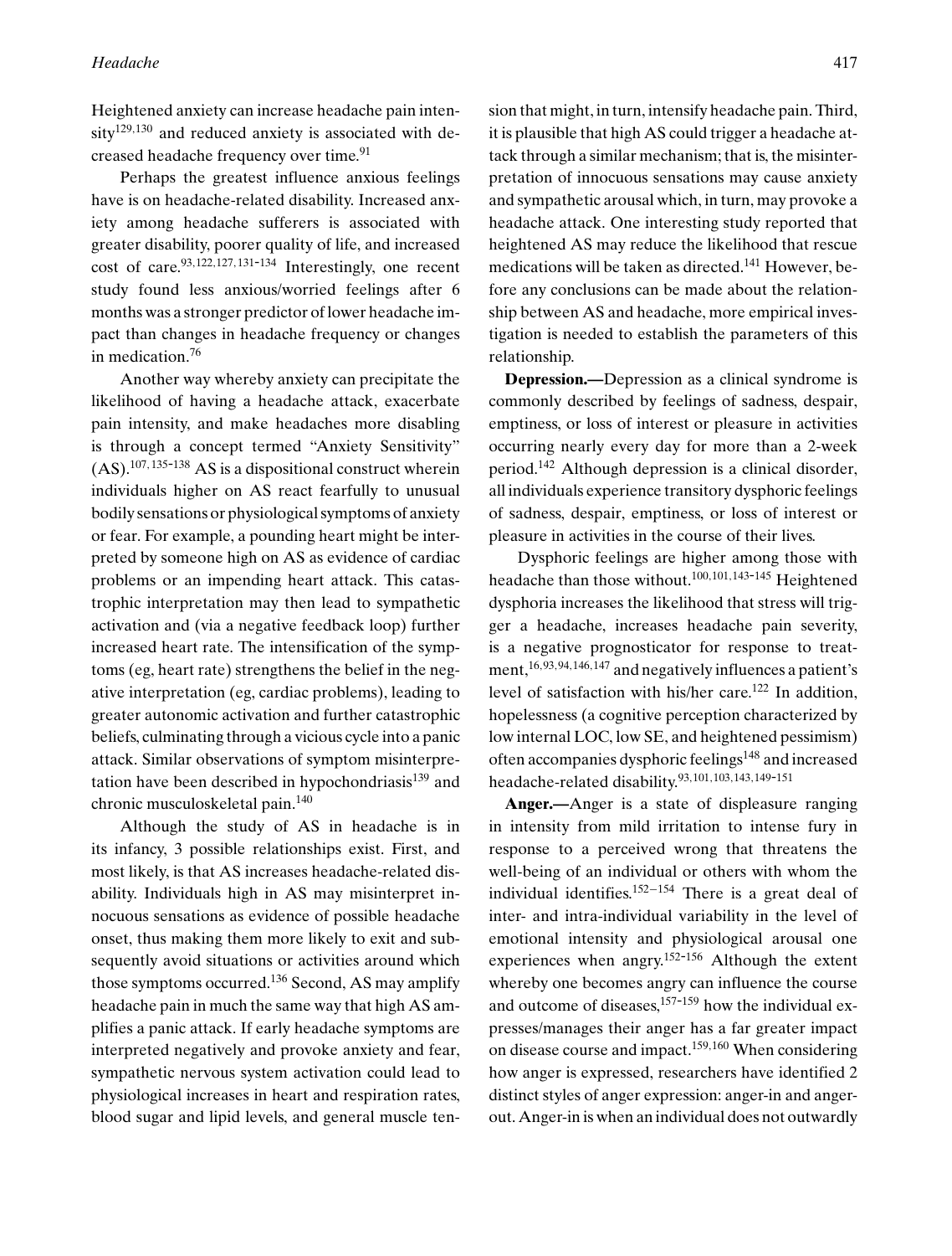Heightened anxiety can increase headache pain intensity[129,130] and reduced anxiety is associated with decreased headache frequency over time.[91]

Perhaps the greatest influence anxious feelings have is on headache-related disability. Increased anxiety among headache sufferers is associated with greater disability, poorer quality of life, and increased cost of care.[93,122,127,131-134] Interestingly, one recent study found less anxious/worried feelings after 6 months was a stronger predictor of lower headache impact than changes in headache frequency or changes in medication.[76]

Another way whereby anxiety can precipitate the likelihood of having a headache attack, exacerbate pain intensity, and make headaches more disabling is through a concept termed "Anxiety Sensitivity" (AS).[107,135-138] AS is a dispositional construct wherein individuals higher on AS react fearfully to unusual bodily sensations or physiological symptoms of anxiety or fear. For example, a pounding heart might be interpreted by someone high on AS as evidence of cardiac problems or an impending heart attack. This catastrophic interpretation may then lead to sympathetic activation and (via a negative feedback loop) further increased heart rate. The intensification of the symptoms (eg, heart rate) strengthens the belief in the negative interpretation (eg, cardiac problems), leading to greater autonomic activation and further catastrophic beliefs, culminating through a vicious cycle into a panic attack. Similar observations of symptom misinterpretation have been described in hypochondriasis[139] and chronic musculoskeletal pain.[140]

Although the study of AS in headache is in its infancy, 3 possible relationships exist. First, and most likely, is that AS increases headache-related disability. Individuals high in AS may misinterpret innocuous sensations as evidence of possible headache onset, thus making them more likely to exit and subsequently avoid situations or activities around which those symptoms occurred.[136] Second, AS may amplify headache pain in much the same way that high AS amplifies a panic attack. If early headache symptoms are interpreted negatively and provoke anxiety and fear, sympathetic nervous system activation could lead to physiological increases in heart and respiration rates, blood sugar and lipid levels, and general muscle tension that might, in turn, intensify headache pain. Third, it is plausible that high AS could trigger a headache attack through a similar mechanism; that is, the misinterpretation of innocuous sensations may cause anxiety and sympathetic arousal which, in turn, may provoke a headache attack. One interesting study reported that heightened AS may reduce the likelihood that rescue medications will be taken as directed.[141] However, before any conclusions can be made about the relationship between AS and headache, more empirical investigation is needed to establish the parameters of this relationship.

**Depression.—**Depression as a clinical syndrome is commonly described by feelings of sadness, despair, emptiness, or loss of interest or pleasure in activities occurring nearly every day for more than a 2-week period.[142] Although depression is a clinical disorder, all individuals experience transitory dysphoric feelings of sadness, despair, emptiness, or loss of interest or pleasure in activities in the course of their lives.

Dysphoric feelings are higher among those with headache than those without.[100,101,143-145] Heightened dysphoria increases the likelihood that stress will trigger a headache, increases headache pain severity, is a negative prognosticator for response to treatment,[16,93,94,146,147] and negatively influences a patient's level of satisfaction with his/her care.[122] In addition, hopelessness (a cognitive perception characterized by low internal LOC, low SE, and heightened pessimism) often accompanies dysphoric feelings[148] and increased headache-related disability.[93,101,103,143,149-151]

**Anger.—**Anger is a state of displeasure ranging in intensity from mild irritation to intense fury in response to a perceived wrong that threatens the well-being of an individual or others with whom the individual identifies.[152-154] There is a great deal of inter- and intra-individual variability in the level of emotional intensity and physiological arousal one experiences when angry.[152-156] Although the extent whereby one becomes angry can influence the course and outcome of diseases,[157-159] how the individual expresses/manages their anger has a far greater impact on disease course and impact.[159,160] When considering how anger is expressed, researchers have identified 2 distinct styles of anger expression: anger-in and anger-out. Anger-in is when an individual does not outwardly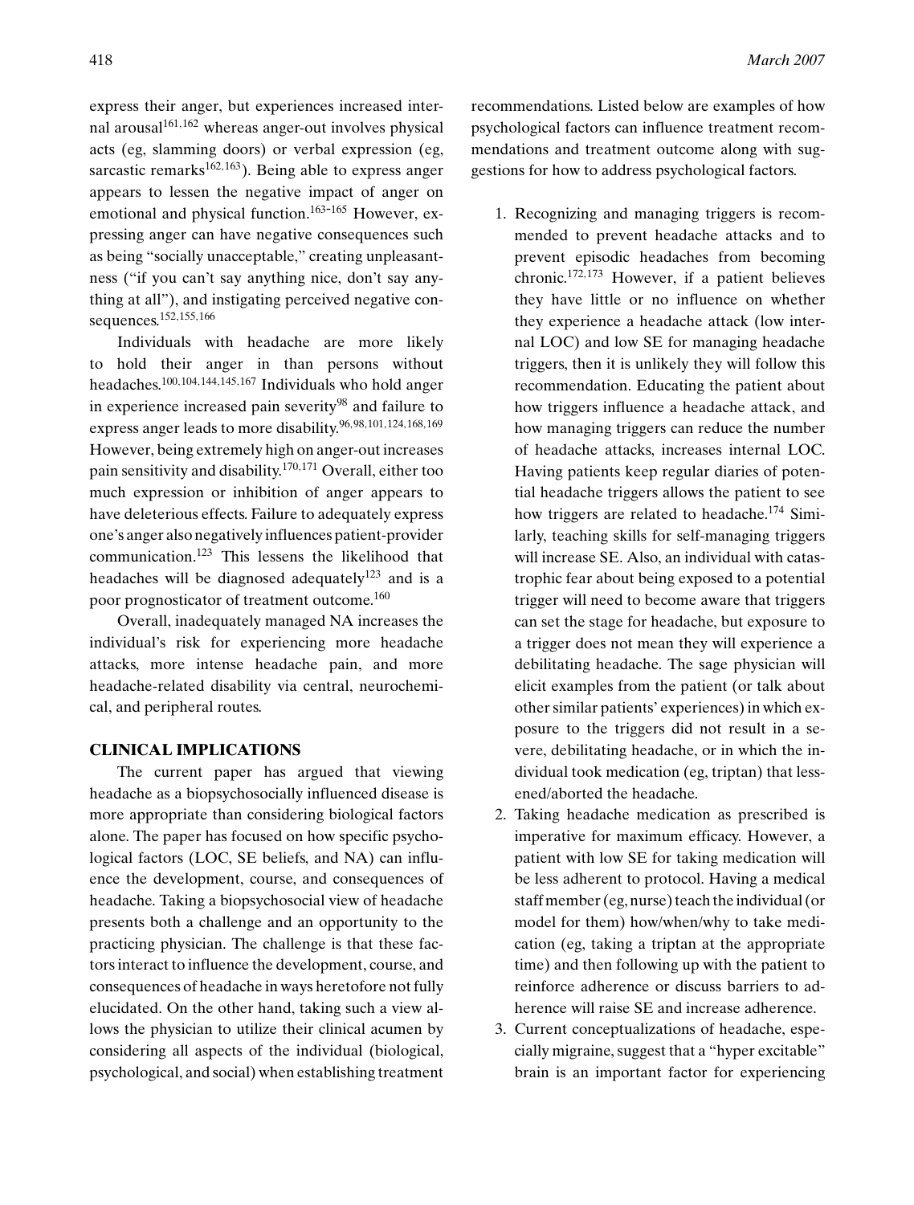express their anger, but experiences increased internal arousal[161,162] whereas anger-out involves physical acts (eg, slamming doors) or verbal expression (eg, sarcastic remarks[162,163]). Being able to express anger appears to lessen the negative impact of anger on emotional and physical function.[163-165] However, expressing anger can have negative consequences such as being "socially unacceptable," creating unpleasantness ("if you can't say anything nice, don't say anything at all"), and instigating perceived negative consequences.[152,155,166]

Individuals with headache are more likely to hold their anger in than persons without headaches.[100,104,144,145,167] Individuals who hold anger in experience increased pain severity[98] and failure to express anger leads to more disability.[96,98,101,124,168,169] However, being extremely high on anger-out increases pain sensitivity and disability.[170,171] Overall, either too much expression or inhibition of anger appears to have deleterious effects. Failure to adequately express one's anger also negatively influences patient-provider communication.[123] This lessens the likelihood that headaches will be diagnosed adequately[123] and is a poor prognosticator of treatment outcome.[160]

Overall, inadequately managed NA increases the individual's risk for experiencing more headache attacks, more intense headache pain, and more headache-related disability via central, neurochemical, and peripheral routes.

## CLINICAL IMPLICATIONS

The current paper has argued that viewing headache as a biopsychosocially influenced disease is more appropriate than considering biological factors alone. The paper has focused on how specific psychological factors (LOC, SE beliefs, and NA) can influence the development, course, and consequences of headache. Taking a biopsychosocial view of headache presents both a challenge and an opportunity to the practicing physician. The challenge is that these factors interact to influence the development, course, and consequences of headache in ways heretofore not fully elucidated. On the other hand, taking such a view allows the physician to utilize their clinical acumen by considering all aspects of the individual (biological, psychological, and social) when establishing treatment recommendations. Listed below are examples of how psychological factors can influence treatment recommendations and treatment outcome along with suggestions for how to address psychological factors.

1. Recognizing and managing triggers is recommended to prevent headache attacks and to prevent episodic headaches from becoming chronic.[172,173] However, if a patient believes they have little or no influence on whether they experience a headache attack (low internal LOC) and low SE for managing headache triggers, then it is unlikely they will follow this recommendation. Educating the patient about how triggers influence a headache attack, and how managing triggers can reduce the number of headache attacks, increases internal LOC. Having patients keep regular diaries of potential headache triggers allows the patient to see how triggers are related to headache.[174] Similarly, teaching skills for self-managing triggers will increase SE. Also, an individual with catastrophic fear about being exposed to a potential trigger will need to become aware that triggers can set the stage for headache, but exposure to a trigger does not mean they will experience a debilitating headache. The sage physician will elicit examples from the patient (or talk about other similar patients' experiences) in which exposure to the triggers did not result in a severe, debilitating headache, or in which the individual took medication (eg, triptan) that lessened/aborted the headache.
2. Taking headache medication as prescribed is imperative for maximum efficacy. However, a patient with low SE for taking medication will be less adherent to protocol. Having a medical staff member (eg, nurse) teach the individual (or model for them) how/when/why to take medication (eg, taking a triptan at the appropriate time) and then following up with the patient to reinforce adherence or discuss barriers to adherence will raise SE and increase adherence.
3. Current conceptualizations of headache, especially migraine, suggest that a "hyper excitable" brain is an important factor for experiencing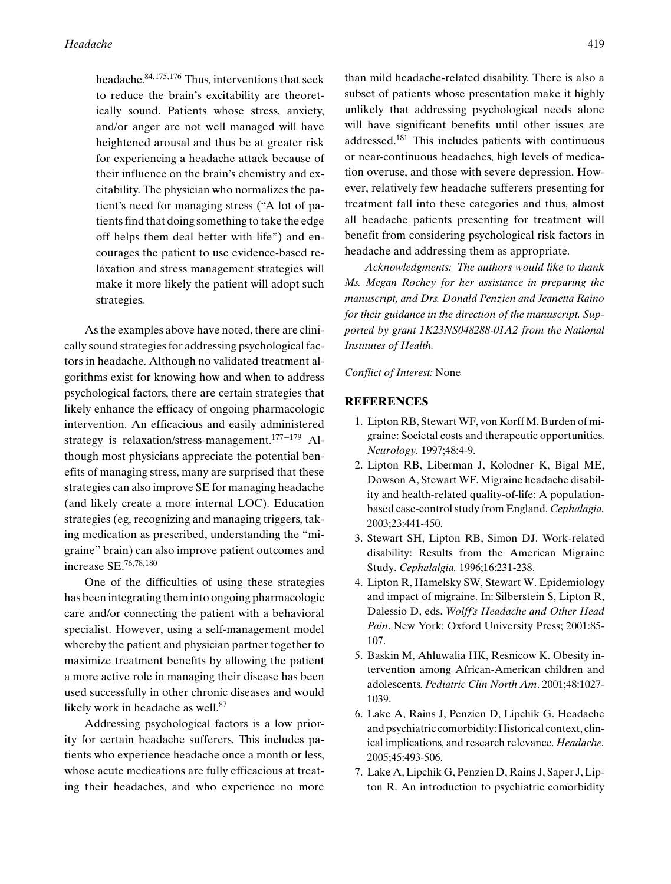headache.[84,175,176] Thus, interventions that seek to reduce the brain's excitability are theoretically sound. Patients whose stress, anxiety, and/or anger are not well managed will have heightened arousal and thus be at greater risk for experiencing a headache attack because of their influence on the brain's chemistry and excitability. The physician who normalizes the patient's need for managing stress ("A lot of patients find that doing something to take the edge off helps them deal better with life") and encourages the patient to use evidence-based relaxation and stress management strategies will make it more likely the patient will adopt such strategies.

As the examples above have noted, there are clinically sound strategies for addressing psychological factors in headache. Although no validated treatment algorithms exist for knowing how and when to address psychological factors, there are certain strategies that likely enhance the efficacy of ongoing pharmacologic intervention. An efficacious and easily administered strategy is relaxation/stress-management.[177–179] Although most physicians appreciate the potential benefits of managing stress, many are surprised that these strategies can also improve SE for managing headache (and likely create a more internal LOC). Education strategies (eg, recognizing and managing triggers, taking medication as prescribed, understanding the "migraine" brain) can also improve patient outcomes and increase SE.[76,78,180]

One of the difficulties of using these strategies has been integrating them into ongoing pharmacologic care and/or connecting the patient with a behavioral specialist. However, using a self-management model whereby the patient and physician partner together to maximize treatment benefits by allowing the patient a more active role in managing their disease has been used successfully in other chronic diseases and would likely work in headache as well.[87]

Addressing psychological factors is a low priority for certain headache sufferers. This includes patients who experience headache once a month or less, whose acute medications are fully efficacious at treating their headaches, and who experience no more than mild headache-related disability. There is also a subset of patients whose presentation make it highly unlikely that addressing psychological needs alone will have significant benefits until other issues are addressed.[181] This includes patients with continuous or near-continuous headaches, high levels of medication overuse, and those with severe depression. However, relatively few headache sufferers presenting for treatment fall into these categories and thus, almost all headache patients presenting for treatment will benefit from considering psychological risk factors in headache and addressing them as appropriate.

*Acknowledgments: The authors would like to thank Ms. Megan Rochey for her assistance in preparing the manuscript, and Drs. Donald Penzien and Jeanetta Raino for their guidance in the direction of the manuscript. Supported by grant 1K23NS048288-01A2 from the National Institutes of Health.*

*Conflict of Interest:* None

## REFERENCES

1. Lipton RB, Stewart WF, von Korff M. Burden of migraine: Societal costs and therapeutic opportunities. *Neurology.* 1997;48:4-9.
2. Lipton RB, Liberman J, Kolodner K, Bigal ME, Dowson A, Stewart WF. Migraine headache disability and health-related quality-of-life: A population-based case-control study from England. *Cephalagia.* 2003;23:441-450.
3. Stewart SH, Lipton RB, Simon DJ. Work-related disability: Results from the American Migraine Study. *Cephalalgia.* 1996;16:231-238.
4. Lipton R, Hamelsky SW, Stewart W. Epidemiology and impact of migraine. In: Silberstein S, Lipton R, Dalessio D, eds. *Wolff's Headache and Other Head Pain*. New York: Oxford University Press; 2001:85-107.
5. Baskin M, Ahluwalia HK, Resnicow K. Obesity intervention among African-American children and adolescents. *Pediatric Clin North Am*. 2001;48:1027-1039.
6. Lake A, Rains J, Penzien D, Lipchik G. Headache and psychiatric comorbidity: Historical context, clinical implications, and research relevance. *Headache.* 2005;45:493-506.
7. Lake A, Lipchik G, Penzien D, Rains J, Saper J, Lipton R. An introduction to psychiatric comorbidity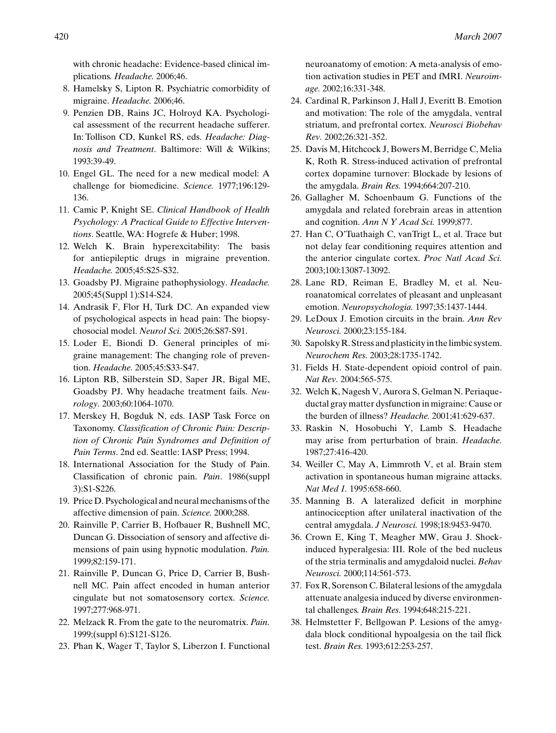with chronic headache: Evidence-based clinical implications. *Headache.* 2006;46.

8. Hamelsky S, Lipton R. Psychiatric comorbidity of migraine. *Headache.* 2006;46.
9. Penzien DB, Rains JC, Holroyd KA. Psychological assessment of the recurrent headache sufferer. In: Tollison CD, Kunkel RS, eds. *Headache: Diagnosis and Treatment*. Baltimore: Will & Wilkins; 1993:39-49.
10. Engel GL. The need for a new medical model: A challenge for biomedicine. *Science.* 1977;196:129-136.
11. Camic P, Knight SE. *Clinical Handbook of Health Psychology: A Practical Guide to Effective Interventions*. Seattle, WA: Hogrefe & Huber; 1998.
12. Welch K. Brain hyperexcitability: The basis for antiepileptic drugs in migraine prevention. *Headache.* 2005;45:S25-S32.
13. Goadsby PJ. Migraine pathophysiology. *Headache.* 2005;45(Suppl 1):S14-S24.
14. Andrasik F, Flor H, Turk DC. An expanded view of psychological aspects in head pain: The biopsychosocial model. *Neurol Sci.* 2005;26:S87-S91.
15. Loder E, Biondi D. General principles of migraine management: The changing role of prevention. *Headache.* 2005;45:S33-S47.
16. Lipton RB, Silberstein SD, Saper JR, Bigal ME, Goadsby PJ. Why headache treatment fails. *Neurology.* 2003;60:1064-1070.
17. Merskey H, Bogduk N, eds. IASP Task Force on Taxonomy. *Classification of Chronic Pain: Description of Chronic Pain Syndromes and Definition of Pain Terms*. 2nd ed. Seattle: IASP Press; 1994.
18. International Association for the Study of Pain. Classification of chronic pain. *Pain*. 1986(suppl 3):S1-S226.
19. Price D. Psychological and neural mechanisms of the affective dimension of pain. *Science.* 2000;288.
20. Rainville P, Carrier B, Hofbauer R, Bushnell MC, Duncan G. Dissociation of sensory and affective dimensions of pain using hypnotic modulation. *Pain.* 1999;82:159-171.
21. Rainville P, Duncan G, Price D, Carrier B, Bushnell MC. Pain affect encoded in human anterior cingulate but not somatosensory cortex. *Science.* 1997;277:968-971.
22. Melzack R. From the gate to the neuromatrix. *Pain.* 1999;(suppl 6):S121-S126.
23. Phan K, Wager T, Taylor S, Liberzon I. Functional neuroanatomy of emotion: A meta-analysis of emotion activation studies in PET and fMRI. *Neuroimage.* 2002;16:331-348.
24. Cardinal R, Parkinson J, Hall J, Everitt B. Emotion and motivation: The role of the amygdala, ventral striatum, and prefrontal cortex. *Neurosci Biobehav Rev.* 2002;26:321-352.
25. Davis M, Hitchcock J, Bowers M, Berridge C, Melia K, Roth R. Stress-induced activation of prefrontal cortex dopamine turnover: Blockade by lesions of the amygdala. *Brain Res.* 1994;664:207-210.
26. Gallagher M, Schoenbaum G. Functions of the amygdala and related forebrain areas in attention and cognition. *Ann N Y Acad Sci.* 1999;877.
27. Han C, O'Tuathaigh C, vanTrigt L, et al. Trace but not delay fear conditioning requires attention and the anterior cingulate cortex. *Proc Natl Acad Sci.* 2003;100:13087-13092.
28. Lane RD, Reiman E, Bradley M, et al. Neuroanatomical correlates of pleasant and unpleasant emotion. *Neuropsychologia.* 1997;35:1437-1444.
29. LeDoux J. Emotion circuits in the brain. *Ann Rev Neurosci.* 2000;23:155-184.
30. Sapolsky R. Stress and plasticity in the limbic system. *Neurochem Res.* 2003;28:1735-1742.
31. Fields H. State-dependent opioid control of pain. *Nat Rev.* 2004:565-575.
32. Welch K, Nagesh V, Aurora S, Gelman N. Periaqueductal gray matter dysfunction in migraine: Cause or the burden of illness? *Headache.* 2001;41:629-637.
33. Raskin N, Hosobuchi Y, Lamb S. Headache may arise from perturbation of brain. *Headache.* 1987;27:416-420.
34. Weiller C, May A, Limmroth V, et al. Brain stem activation in spontaneous human migraine attacks. *Nat Med 1.* 1995:658-660.
35. Manning B. A lateralized deficit in morphine antinociception after unilateral inactivation of the central amygdala. *J Neurosci.* 1998;18:9453-9470.
36. Crown E, King T, Meagher MW, Grau J. Shock-induced hyperalgesia: III. Role of the bed nucleus of the stria terminalis and amygdaloid nuclei. *Behav Neurosci.* 2000;114:561-573.
37. Fox R, Sorenson C. Bilateral lesions of the amygdala attenuate analgesia induced by diverse environmental challenges. *Brain Res.* 1994;648:215-221.
38. Helmstetter F, Bellgowan P. Lesions of the amygdala block conditional hypoalgesia on the tail flick test. *Brain Res.* 1993;612:253-257.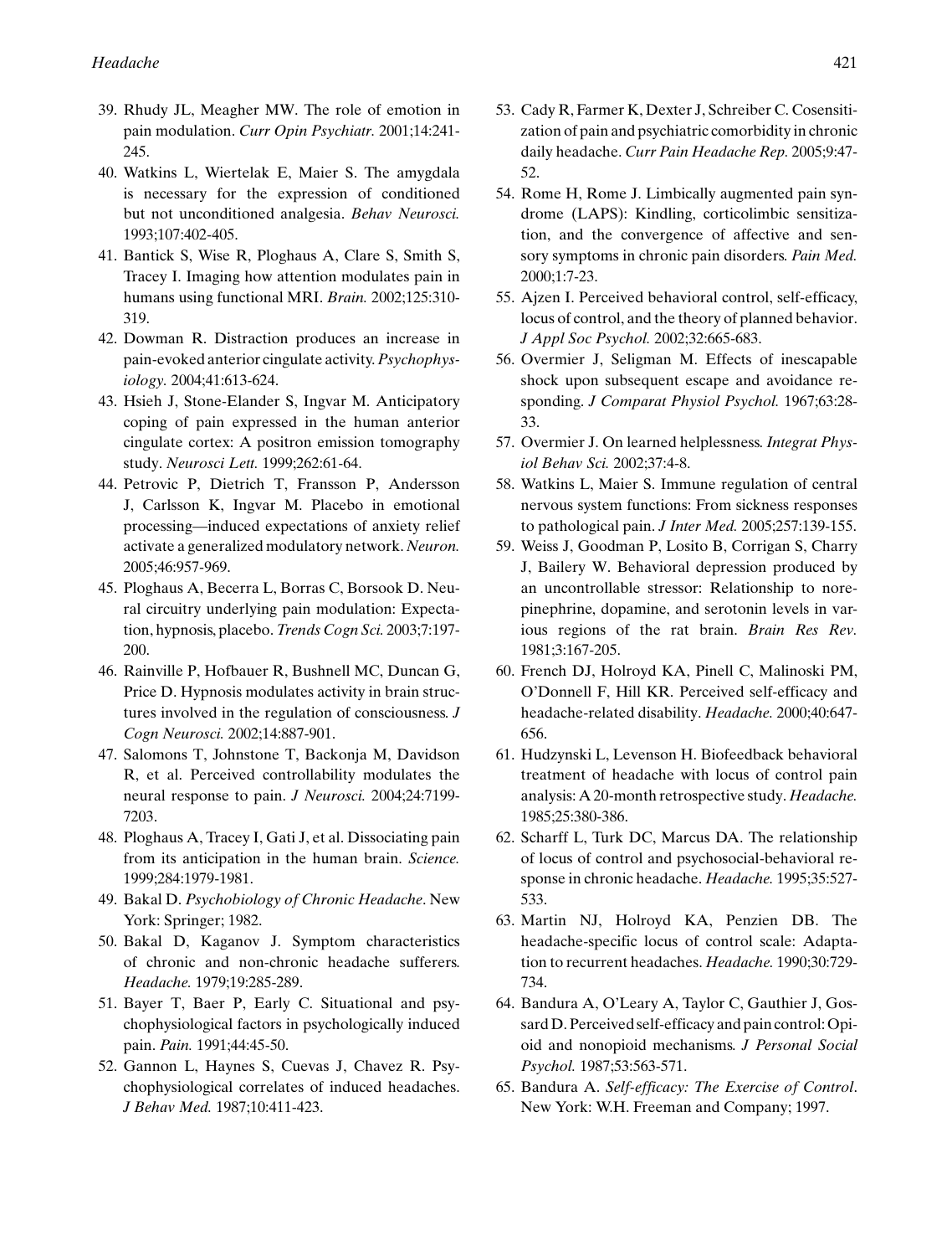39. Rhudy JL, Meagher MW. The role of emotion in pain modulation. *Curr Opin Psychiatr.* 2001;14:241-245.
40. Watkins L, Wiertelak E, Maier S. The amygdala is necessary for the expression of conditioned but not unconditioned analgesia. *Behav Neurosci.* 1993;107:402-405.
41. Bantick S, Wise R, Ploghaus A, Clare S, Smith S, Tracey I. Imaging how attention modulates pain in humans using functional MRI. *Brain.* 2002;125:310-319.
42. Dowman R. Distraction produces an increase in pain-evoked anterior cingulate activity. *Psychophysiology.* 2004;41:613-624.
43. Hsieh J, Stone-Elander S, Ingvar M. Anticipatory coping of pain expressed in the human anterior cingulate cortex: A positron emission tomography study. *Neurosci Lett.* 1999;262:61-64.
44. Petrovic P, Dietrich T, Fransson P, Andersson J, Carlsson K, Ingvar M. Placebo in emotional processing—induced expectations of anxiety relief activate a generalized modulatory network. *Neuron.* 2005;46:957-969.
45. Ploghaus A, Becerra L, Borras C, Borsook D. Neural circuitry underlying pain modulation: Expectation, hypnosis, placebo. *Trends Cogn Sci.* 2003;7:197-200.
46. Rainville P, Hofbauer R, Bushnell MC, Duncan G, Price D. Hypnosis modulates activity in brain structures involved in the regulation of consciousness. *J Cogn Neurosci.* 2002;14:887-901.
47. Salomons T, Johnstone T, Backonja M, Davidson R, et al. Perceived controllability modulates the neural response to pain. *J Neurosci.* 2004;24:7199-7203.
48. Ploghaus A, Tracey I, Gati J, et al. Dissociating pain from its anticipation in the human brain. *Science.* 1999;284:1979-1981.
49. Bakal D. *Psychobiology of Chronic Headache*. New York: Springer; 1982.
50. Bakal D, Kaganov J. Symptom characteristics of chronic and non-chronic headache sufferers. *Headache.* 1979;19:285-289.
51. Bayer T, Baer P, Early C. Situational and psychophysiological factors in psychologically induced pain. *Pain.* 1991;44:45-50.
52. Gannon L, Haynes S, Cuevas J, Chavez R. Psychophysiological correlates of induced headaches. *J Behav Med.* 1987;10:411-423.
53. Cady R, Farmer K, Dexter J, Schreiber C. Cosensitization of pain and psychiatric comorbidity in chronic daily headache. *Curr Pain Headache Rep.* 2005;9:47-52.
54. Rome H, Rome J. Limbically augmented pain syndrome (LAPS): Kindling, corticolimbic sensitization, and the convergence of affective and sensory symptoms in chronic pain disorders. *Pain Med.* 2000;1:7-23.
55. Ajzen I. Perceived behavioral control, self-efficacy, locus of control, and the theory of planned behavior. *J Appl Soc Psychol.* 2002;32:665-683.
56. Overmier J, Seligman M. Effects of inescapable shock upon subsequent escape and avoidance responding. *J Comparat Physiol Psychol.* 1967;63:28-33.
57. Overmier J. On learned helplessness. *Integrat Physiol Behav Sci.* 2002;37:4-8.
58. Watkins L, Maier S. Immune regulation of central nervous system functions: From sickness responses to pathological pain. *J Inter Med.* 2005;257:139-155.
59. Weiss J, Goodman P, Losito B, Corrigan S, Charry J, Bailery W. Behavioral depression produced by an uncontrollable stressor: Relationship to norepinephrine, dopamine, and serotonin levels in various regions of the rat brain. *Brain Res Rev.* 1981;3:167-205.
60. French DJ, Holroyd KA, Pinell C, Malinoski PM, O'Donnell F, Hill KR. Perceived self-efficacy and headache-related disability. *Headache.* 2000;40:647-656.
61. Hudzynski L, Levenson H. Biofeedback behavioral treatment of headache with locus of control pain analysis: A 20-month retrospective study. *Headache.* 1985;25:380-386.
62. Scharff L, Turk DC, Marcus DA. The relationship of locus of control and psychosocial-behavioral response in chronic headache. *Headache.* 1995;35:527-533.
63. Martin NJ, Holroyd KA, Penzien DB. The headache-specific locus of control scale: Adaptation to recurrent headaches. *Headache.* 1990;30:729-734.
64. Bandura A, O'Leary A, Taylor C, Gauthier J, Gossard D. Perceived self-efficacy and pain control: Opioid and nonopioid mechanisms. *J Personal Social Psychol.* 1987;53:563-571.
65. Bandura A. *Self-efficacy: The Exercise of Control*. New York: W.H. Freeman and Company; 1997.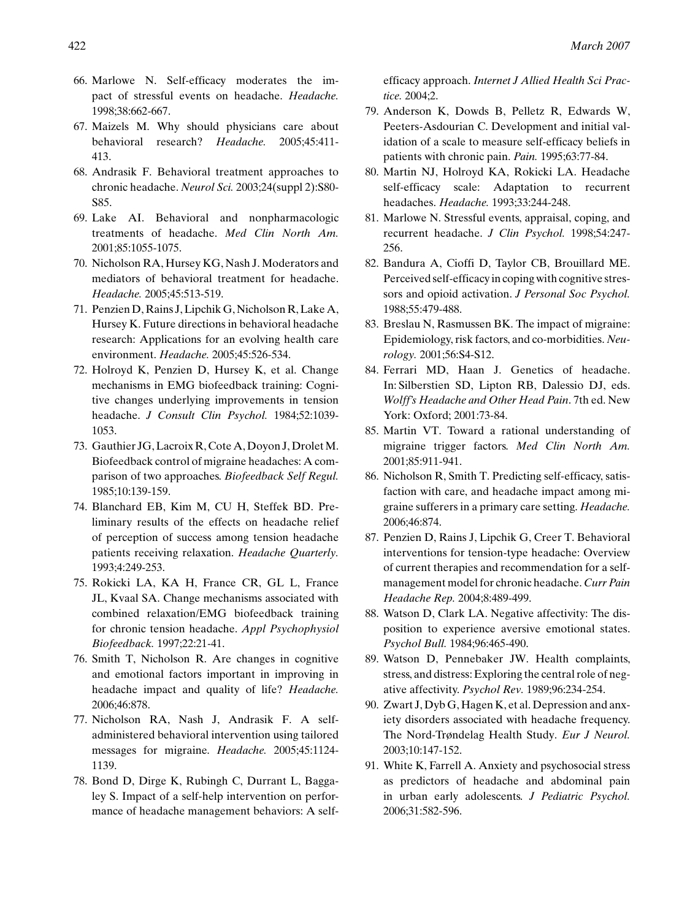66. Marlowe N. Self-efficacy moderates the impact of stressful events on headache. *Headache.* 1998;38:662-667.
67. Maizels M. Why should physicians care about behavioral research? *Headache.* 2005;45:411-413.
68. Andrasik F. Behavioral treatment approaches to chronic headache. *Neurol Sci.* 2003;24(suppl 2):S80-S85.
69. Lake AI. Behavioral and nonpharmacologic treatments of headache. *Med Clin North Am.* 2001;85:1055-1075.
70. Nicholson RA, Hursey KG, Nash J. Moderators and mediators of behavioral treatment for headache. *Headache.* 2005;45:513-519.
71. Penzien D, Rains J, Lipchik G, Nicholson R, Lake A, Hursey K. Future directions in behavioral headache research: Applications for an evolving health care environment. *Headache.* 2005;45:526-534.
72. Holroyd K, Penzien D, Hursey K, et al. Change mechanisms in EMG biofeedback training: Cognitive changes underlying improvements in tension headache. *J Consult Clin Psychol.* 1984;52:1039-1053.
73. Gauthier JG, Lacroix R, Cote A, Doyon J, Drolet M. Biofeedback control of migraine headaches: A comparison of two approaches. *Biofeedback Self Regul.* 1985;10:139-159.
74. Blanchard EB, Kim M, CU H, Steffek BD. Preliminary results of the effects on headache relief of perception of success among tension headache patients receiving relaxation. *Headache Quarterly.* 1993;4:249-253.
75. Rokicki LA, KA H, France CR, GL L, France JL, Kvaal SA. Change mechanisms associated with combined relaxation/EMG biofeedback training for chronic tension headache. *Appl Psychophysiol Biofeedback.* 1997;22:21-41.
76. Smith T, Nicholson R. Are changes in cognitive and emotional factors important in improving in headache impact and quality of life? *Headache.* 2006;46:878.
77. Nicholson RA, Nash J, Andrasik F. A self-administered behavioral intervention using tailored messages for migraine. *Headache.* 2005;45:1124-1139.
78. Bond D, Dirge K, Rubingh C, Durrant L, Baggaley S. Impact of a self-help intervention on performance of headache management behaviors: A self-efficacy approach. *Internet J Allied Health Sci Practice.* 2004;2.
79. Anderson K, Dowds B, Pelletz R, Edwards W, Peeters-Asdourian C. Development and initial validation of a scale to measure self-efficacy beliefs in patients with chronic pain. *Pain.* 1995;63:77-84.
80. Martin NJ, Holroyd KA, Rokicki LA. Headache self-efficacy scale: Adaptation to recurrent headaches. *Headache.* 1993;33:244-248.
81. Marlowe N. Stressful events, appraisal, coping, and recurrent headache. *J Clin Psychol.* 1998;54:247-256.
82. Bandura A, Cioffi D, Taylor CB, Brouillard ME. Perceived self-efficacy in coping with cognitive stressors and opioid activation. *J Personal Soc Psychol.* 1988;55:479-488.
83. Breslau N, Rasmussen BK. The impact of migraine: Epidemiology, risk factors, and co-morbidities. *Neurology.* 2001;56:S4-S12.
84. Ferrari MD, Haan J. Genetics of headache. In: Silberstien SD, Lipton RB, Dalessio DJ, eds. *Wolff's Headache and Other Head Pain*. 7th ed. New York: Oxford; 2001:73-84.
85. Martin VT. Toward a rational understanding of migraine trigger factors. *Med Clin North Am.* 2001;85:911-941.
86. Nicholson R, Smith T. Predicting self-efficacy, satisfaction with care, and headache impact among migraine sufferers in a primary care setting. *Headache.* 2006;46:874.
87. Penzien D, Rains J, Lipchik G, Creer T. Behavioral interventions for tension-type headache: Overview of current therapies and recommendation for a self-management model for chronic headache. *Curr Pain Headache Rep.* 2004;8:489-499.
88. Watson D, Clark LA. Negative affectivity: The disposition to experience aversive emotional states. *Psychol Bull.* 1984;96:465-490.
89. Watson D, Pennebaker JW. Health complaints, stress, and distress: Exploring the central role of negative affectivity. *Psychol Rev.* 1989;96:234-254.
90. Zwart J, Dyb G, Hagen K, et al. Depression and anxiety disorders associated with headache frequency. The Nord-Trøndelag Health Study. *Eur J Neurol.* 2003;10:147-152.
91. White K, Farrell A. Anxiety and psychosocial stress as predictors of headache and abdominal pain in urban early adolescents. *J Pediatric Psychol.* 2006;31:582-596.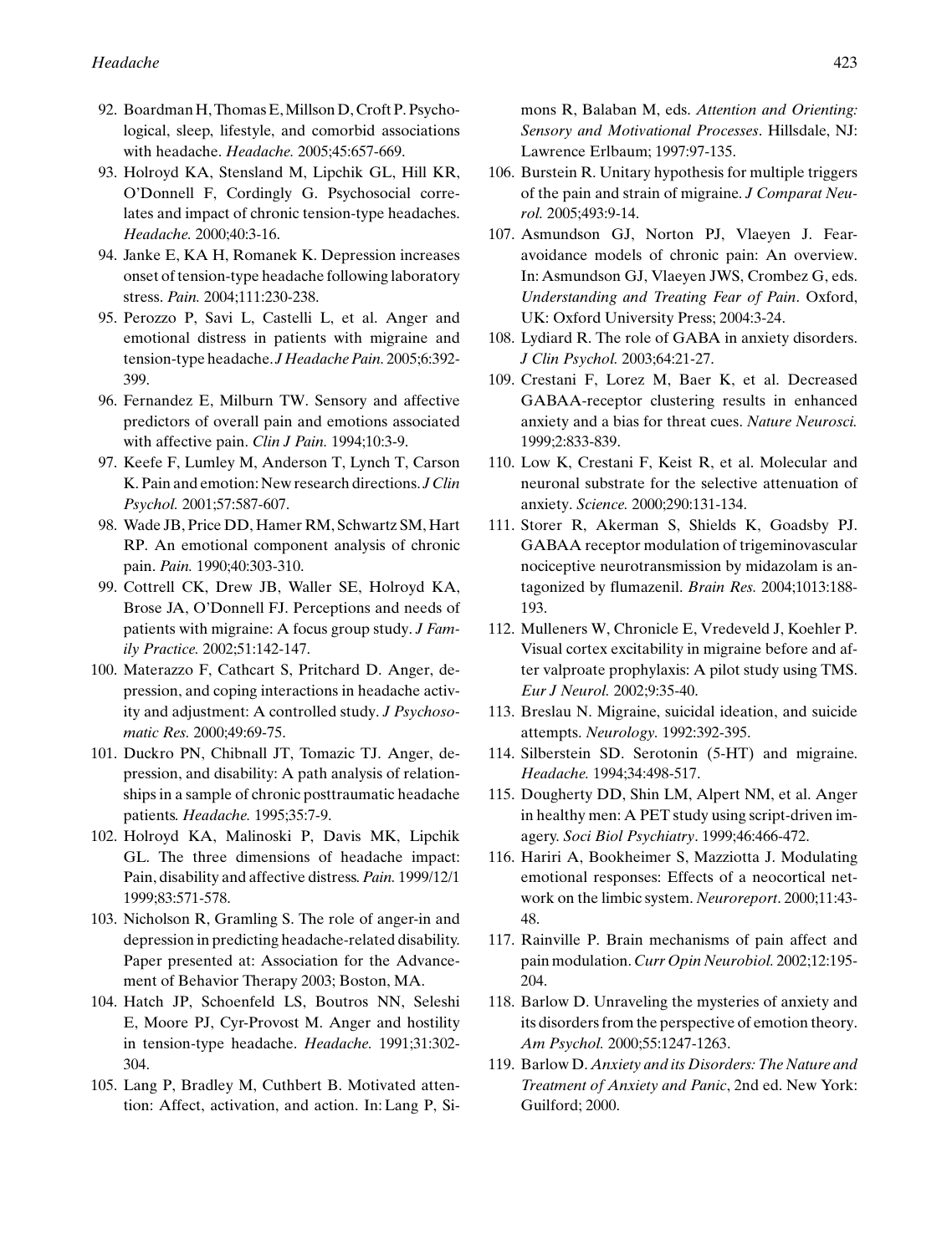92. Boardman H, Thomas E, Millson D, Croft P. Psychological, sleep, lifestyle, and comorbid associations with headache. *Headache.* 2005;45:657-669.
93. Holroyd KA, Stensland M, Lipchik GL, Hill KR, O'Donnell F, Cordingly G. Psychosocial correlates and impact of chronic tension-type headaches. *Headache.* 2000;40:3-16.
94. Janke E, KA H, Romanek K. Depression increases onset of tension-type headache following laboratory stress. *Pain.* 2004;111:230-238.
95. Perozzo P, Savi L, Castelli L, et al. Anger and emotional distress in patients with migraine and tension-type headache. *J Headache Pain.* 2005;6:392-399.
96. Fernandez E, Milburn TW. Sensory and affective predictors of overall pain and emotions associated with affective pain. *Clin J Pain.* 1994;10:3-9.
97. Keefe F, Lumley M, Anderson T, Lynch T, Carson K. Pain and emotion: New research directions. *J Clin Psychol.* 2001;57:587-607.
98. Wade JB, Price DD, Hamer RM, Schwartz SM, Hart RP. An emotional component analysis of chronic pain. *Pain.* 1990;40:303-310.
99. Cottrell CK, Drew JB, Waller SE, Holroyd KA, Brose JA, O'Donnell FJ. Perceptions and needs of patients with migraine: A focus group study. *J Family Practice.* 2002;51:142-147.
100. Materazzo F, Cathcart S, Pritchard D. Anger, depression, and coping interactions in headache activity and adjustment: A controlled study. *J Psychosomatic Res.* 2000;49:69-75.
101. Duckro PN, Chibnall JT, Tomazic TJ. Anger, depression, and disability: A path analysis of relationships in a sample of chronic posttraumatic headache patients. *Headache.* 1995;35:7-9.
102. Holroyd KA, Malinoski P, Davis MK, Lipchik GL. The three dimensions of headache impact: Pain, disability and affective distress. *Pain.* 1999/12/1 1999;83:571-578.
103. Nicholson R, Gramling S. The role of anger-in and depression in predicting headache-related disability. Paper presented at: Association for the Advancement of Behavior Therapy 2003; Boston, MA.
104. Hatch JP, Schoenfeld LS, Boutros NN, Seleshi E, Moore PJ, Cyr-Provost M. Anger and hostility in tension-type headache. *Headache.* 1991;31:302-304.
105. Lang P, Bradley M, Cuthbert B. Motivated attention: Affect, activation, and action. In: Lang P, Simons R, Balaban M, eds. *Attention and Orienting: Sensory and Motivational Processes*. Hillsdale, NJ: Lawrence Erlbaum; 1997:97-135.
106. Burstein R. Unitary hypothesis for multiple triggers of the pain and strain of migraine. *J Comparat Neurol.* 2005;493:9-14.
107. Asmundson GJ, Norton PJ, Vlaeyen J. Fear-avoidance models of chronic pain: An overview. In: Asmundson GJ, Vlaeyen JWS, Crombez G, eds. *Understanding and Treating Fear of Pain*. Oxford, UK: Oxford University Press; 2004:3-24.
108. Lydiard R. The role of GABA in anxiety disorders. *J Clin Psychol.* 2003;64:21-27.
109. Crestani F, Lorez M, Baer K, et al. Decreased GABAA-receptor clustering results in enhanced anxiety and a bias for threat cues. *Nature Neurosci.* 1999;2:833-839.
110. Low K, Crestani F, Keist R, et al. Molecular and neuronal substrate for the selective attenuation of anxiety. *Science.* 2000;290:131-134.
111. Storer R, Akerman S, Shields K, Goadsby PJ. GABAA receptor modulation of trigeminovascular nociceptive neurotransmission by midazolam is antagonized by flumazenil. *Brain Res.* 2004;1013:188-193.
112. Mulleners W, Chronicle E, Vredeveld J, Koehler P. Visual cortex excitability in migraine before and after valproate prophylaxis: A pilot study using TMS. *Eur J Neurol.* 2002;9:35-40.
113. Breslau N. Migraine, suicidal ideation, and suicide attempts. *Neurology.* 1992:392-395.
114. Silberstein SD. Serotonin (5-HT) and migraine. *Headache.* 1994;34:498-517.
115. Dougherty DD, Shin LM, Alpert NM, et al. Anger in healthy men: A PET study using script-driven imagery. *Soci Biol Psychiatry*. 1999;46:466-472.
116. Hariri A, Bookheimer S, Mazziotta J. Modulating emotional responses: Effects of a neocortical network on the limbic system. *Neuroreport*. 2000;11:43-48.
117. Rainville P. Brain mechanisms of pain affect and pain modulation. *Curr Opin Neurobiol.* 2002;12:195-204.
118. Barlow D. Unraveling the mysteries of anxiety and its disorders from the perspective of emotion theory. *Am Psychol.* 2000;55:1247-1263.
119. Barlow D. *Anxiety and its Disorders: The Nature and Treatment of Anxiety and Panic*, 2nd ed. New York: Guilford; 2000.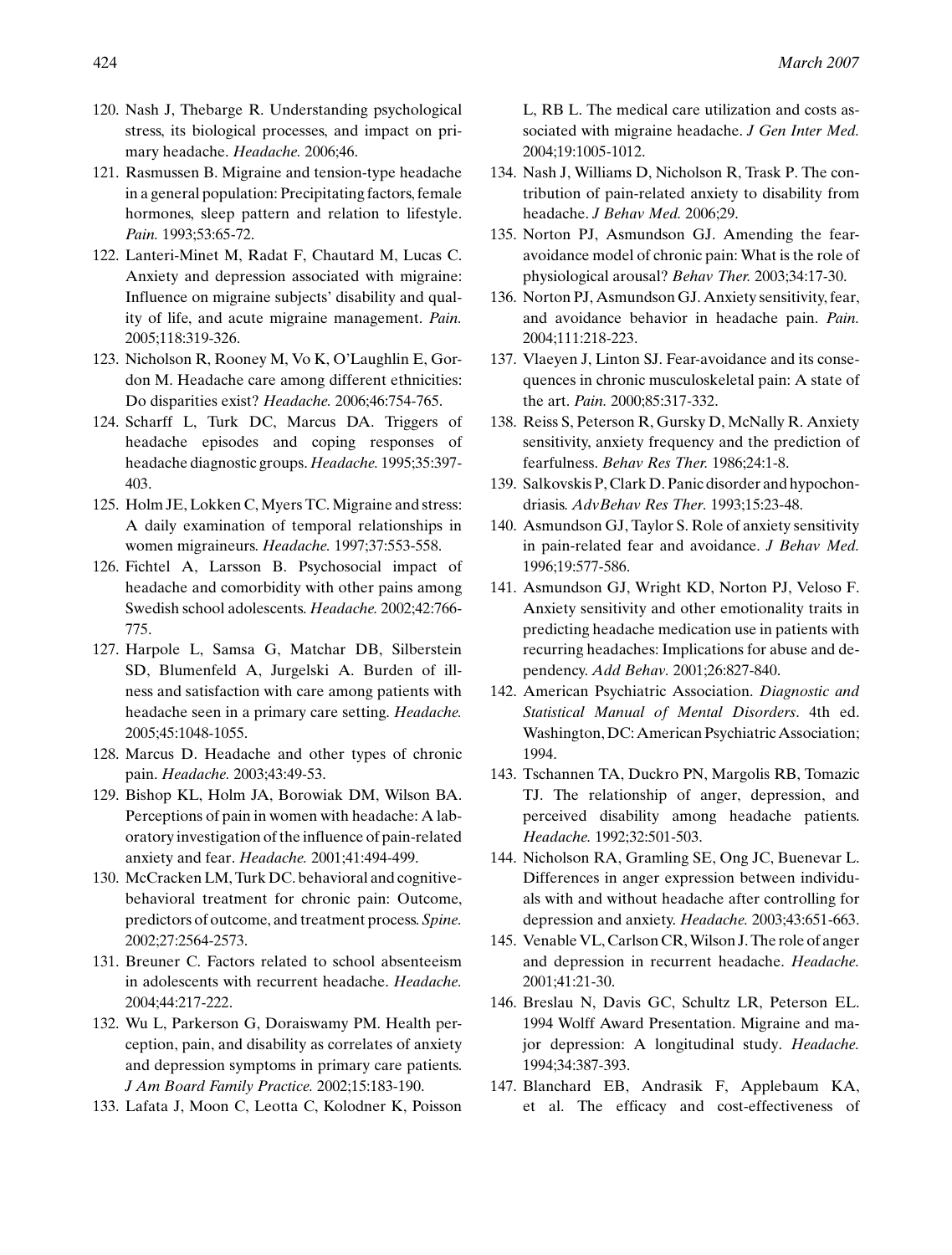120. Nash J, Thebarge R. Understanding psychological stress, its biological processes, and impact on primary headache. *Headache.* 2006;46.
121. Rasmussen B. Migraine and tension-type headache in a general population: Precipitating factors, female hormones, sleep pattern and relation to lifestyle. *Pain.* 1993;53:65-72.
122. Lanteri-Minet M, Radat F, Chautard M, Lucas C. Anxiety and depression associated with migraine: Influence on migraine subjects' disability and quality of life, and acute migraine management. *Pain.* 2005;118:319-326.
123. Nicholson R, Rooney M, Vo K, O'Laughlin E, Gordon M. Headache care among different ethnicities: Do disparities exist? *Headache.* 2006;46:754-765.
124. Scharff L, Turk DC, Marcus DA. Triggers of headache episodes and coping responses of headache diagnostic groups. *Headache.* 1995;35:397-403.
125. Holm JE, Lokken C, Myers TC. Migraine and stress: A daily examination of temporal relationships in women migraineurs. *Headache.* 1997;37:553-558.
126. Fichtel A, Larsson B. Psychosocial impact of headache and comorbidity with other pains among Swedish school adolescents. *Headache.* 2002;42:766-775.
127. Harpole L, Samsa G, Matchar DB, Silberstein SD, Blumenfeld A, Jurgelski A. Burden of illness and satisfaction with care among patients with headache seen in a primary care setting. *Headache.* 2005;45:1048-1055.
128. Marcus D. Headache and other types of chronic pain. *Headache.* 2003;43:49-53.
129. Bishop KL, Holm JA, Borowiak DM, Wilson BA. Perceptions of pain in women with headache: A laboratory investigation of the influence of pain-related anxiety and fear. *Headache.* 2001;41:494-499.
130. McCracken LM, Turk DC. behavioral and cognitive-behavioral treatment for chronic pain: Outcome, predictors of outcome, and treatment process. *Spine.* 2002;27:2564-2573.
131. Breuner C. Factors related to school absenteeism in adolescents with recurrent headache. *Headache.* 2004;44:217-222.
132. Wu L, Parkerson G, Doraiswamy PM. Health perception, pain, and disability as correlates of anxiety and depression symptoms in primary care patients. *J Am Board Family Practice.* 2002;15:183-190.
133. Lafata J, Moon C, Leotta C, Kolodner K, Poisson L, RB L. The medical care utilization and costs associated with migraine headache. *J Gen Inter Med.* 2004;19:1005-1012.
134. Nash J, Williams D, Nicholson R, Trask P. The contribution of pain-related anxiety to disability from headache. *J Behav Med.* 2006;29.
135. Norton PJ, Asmundson GJ. Amending the fear-avoidance model of chronic pain: What is the role of physiological arousal? *Behav Ther.* 2003;34:17-30.
136. Norton PJ, Asmundson GJ. Anxiety sensitivity, fear, and avoidance behavior in headache pain. *Pain.* 2004;111:218-223.
137. Vlaeyen J, Linton SJ. Fear-avoidance and its consequences in chronic musculoskeletal pain: A state of the art. *Pain.* 2000;85:317-332.
138. Reiss S, Peterson R, Gursky D, McNally R. Anxiety sensitivity, anxiety frequency and the prediction of fearfulness. *Behav Res Ther.* 1986;24:1-8.
139. Salkovskis P, Clark D. Panic disorder and hypochondriasis. *AdvBehav Res Ther.* 1993;15:23-48.
140. Asmundson GJ, Taylor S. Role of anxiety sensitivity in pain-related fear and avoidance. *J Behav Med.* 1996;19:577-586.
141. Asmundson GJ, Wright KD, Norton PJ, Veloso F. Anxiety sensitivity and other emotionality traits in predicting headache medication use in patients with recurring headaches: Implications for abuse and dependency. *Add Behav.* 2001;26:827-840.
142. American Psychiatric Association. *Diagnostic and Statistical Manual of Mental Disorders*. 4th ed. Washington, DC: American Psychiatric Association; 1994.
143. Tschannen TA, Duckro PN, Margolis RB, Tomazic TJ. The relationship of anger, depression, and perceived disability among headache patients. *Headache.* 1992;32:501-503.
144. Nicholson RA, Gramling SE, Ong JC, Buenevar L. Differences in anger expression between individuals with and without headache after controlling for depression and anxiety. *Headache.* 2003;43:651-663.
145. Venable VL, Carlson CR, Wilson J. The role of anger and depression in recurrent headache. *Headache.* 2001;41:21-30.
146. Breslau N, Davis GC, Schultz LR, Peterson EL. 1994 Wolff Award Presentation. Migraine and major depression: A longitudinal study. *Headache.* 1994;34:387-393.
147. Blanchard EB, Andrasik F, Applebaum KA, et al. The efficacy and cost-effectiveness of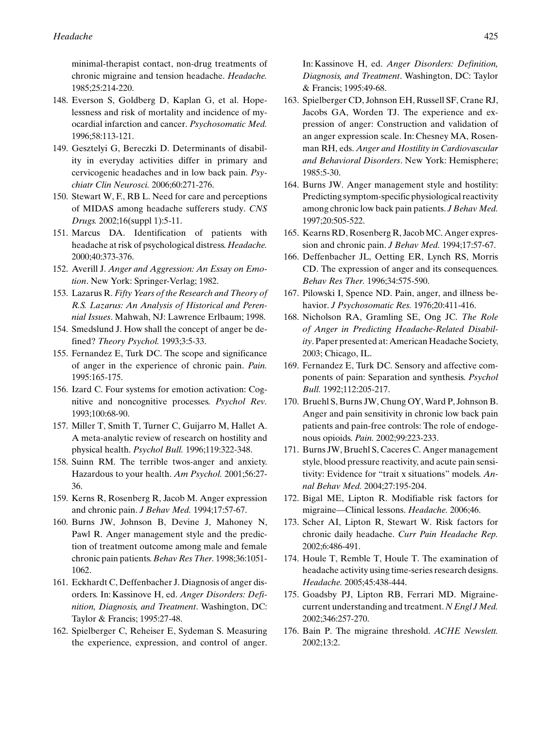minimal-therapist contact, non-drug treatments of chronic migraine and tension headache. *Headache.* 1985;25:214-220.

148. Everson S, Goldberg D, Kaplan G, et al. Hopelessness and risk of mortality and incidence of myocardial infarction and cancer. *Psychosomatic Med.* 1996;58:113-121.
149. Gesztelyi G, Bereczki D. Determinants of disability in everyday activities differ in primary and cervicogenic headaches and in low back pain. *Psychiatr Clin Neurosci.* 2006;60:271-276.
150. Stewart W, F., RB L. Need for care and perceptions of MIDAS among headache sufferers study. *CNS Drugs.* 2002;16(suppl 1):5-11.
151. Marcus DA. Identification of patients with headache at risk of psychological distress. *Headache.* 2000;40:373-376.
152. Averill J. *Anger and Aggression: An Essay on Emotion*. New York: Springer-Verlag; 1982.
153. Lazarus R. *Fifty Years of the Research and Theory of R.S. Lazarus: An Analysis of Historical and Perennial Issues*. Mahwah, NJ: Lawrence Erlbaum; 1998.
154. Smedslund J. How shall the concept of anger be defined? *Theory Psychol.* 1993;3:5-33.
155. Fernandez E, Turk DC. The scope and significance of anger in the experience of chronic pain. *Pain.* 1995:165-175.
156. Izard C. Four systems for emotion activation: Cognitive and noncognitive processes. *Psychol Rev.* 1993;100:68-90.
157. Miller T, Smith T, Turner C, Guijarro M, Hallet A. A meta-analytic review of research on hostility and physical health. *Psychol Bull.* 1996;119:322-348.
158. Suinn RM. The terrible twos-anger and anxiety. Hazardous to your health. *Am Psychol.* 2001;56:27-36.
159. Kerns R, Rosenberg R, Jacob M. Anger expression and chronic pain. *J Behav Med.* 1994;17:57-67.
160. Burns JW, Johnson B, Devine J, Mahoney N, Pawl R. Anger management style and the prediction of treatment outcome among male and female chronic pain patients. *Behav Res Ther.* 1998;36:1051-1062.
161. Eckhardt C, Deffenbacher J. Diagnosis of anger disorders. In: Kassinove H, ed. *Anger Disorders: Definition, Diagnosis, and Treatment*. Washington, DC: Taylor & Francis; 1995:27-48.
162. Spielberger C, Reheiser E, Sydeman S. Measuring the experience, expression, and control of anger. In: Kassinove H, ed. *Anger Disorders: Definition, Diagnosis, and Treatment*. Washington, DC: Taylor & Francis; 1995:49-68.
163. Spielberger CD, Johnson EH, Russell SF, Crane RJ, Jacobs GA, Worden TJ. The experience and expression of anger: Construction and validation of an anger expression scale. In: Chesney MA, Rosenman RH, eds. *Anger and Hostility in Cardiovascular and Behavioral Disorders*. New York: Hemisphere; 1985:5-30.
164. Burns JW. Anger management style and hostility: Predicting symptom-specific physiological reactivity among chronic low back pain patients. *J Behav Med.* 1997;20:505-522.
165. Kearns RD, Rosenberg R, Jacob MC. Anger expression and chronic pain. *J Behav Med.* 1994;17:57-67.
166. Deffenbacher JL, Oetting ER, Lynch RS, Morris CD. The expression of anger and its consequences. *Behav Res Ther.* 1996;34:575-590.
167. Pilowski I, Spence ND. Pain, anger, and illness behavior. *J Psychosomatic Res.* 1976;20:411-416.
168. Nicholson RA, Gramling SE, Ong JC. *The Role of Anger in Predicting Headache-Related Disability*. Paper presented at: American Headache Society, 2003; Chicago, IL.
169. Fernandez E, Turk DC. Sensory and affective components of pain: Separation and synthesis. *Psychol Bull.* 1992;112:205-217.
170. Bruehl S, Burns JW, Chung OY, Ward P, Johnson B. Anger and pain sensitivity in chronic low back pain patients and pain-free controls: The role of endogenous opioids. *Pain.* 2002;99:223-233.
171. Burns JW, Bruehl S, Caceres C. Anger management style, blood pressure reactivity, and acute pain sensitivity: Evidence for "trait x situations" models. *Annal Behav Med.* 2004;27:195-204.
172. Bigal ME, Lipton R. Modifiable risk factors for migraine—Clinical lessons. *Headache.* 2006;46.
173. Scher AI, Lipton R, Stewart W. Risk factors for chronic daily headache. *Curr Pain Headache Rep.* 2002;6:486-491.
174. Houle T, Remble T, Houle T. The examination of headache activity using time-series research designs. *Headache.* 2005;45:438-444.
175. Goadsby PJ, Lipton RB, Ferrari MD. Migraine-current understanding and treatment. *N Engl J Med.* 2002;346:257-270.
176. Bain P. The migraine threshold. *ACHE Newslett.* 2002;13:2.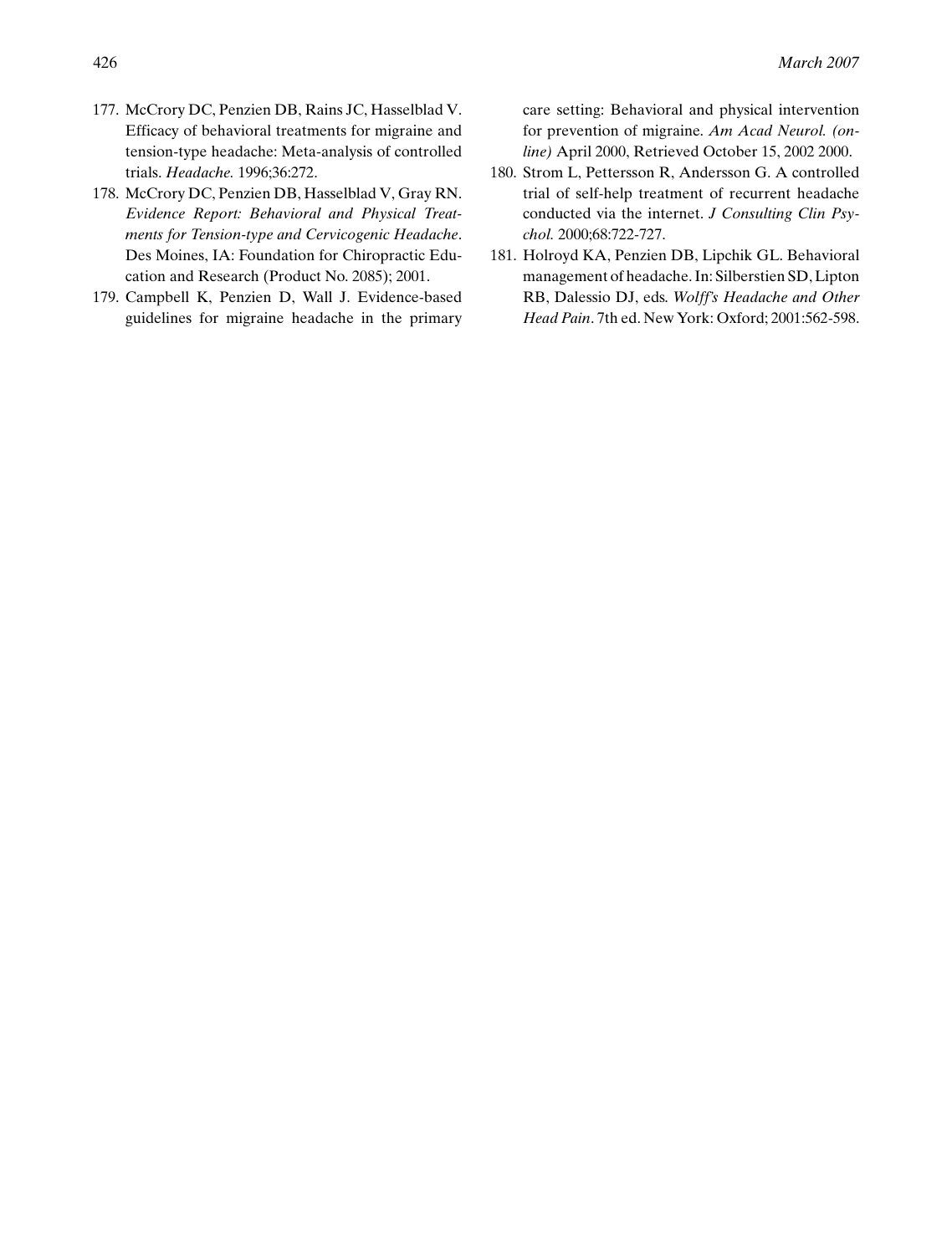177. McCrory DC, Penzien DB, Rains JC, Hasselblad V. Efficacy of behavioral treatments for migraine and tension-type headache: Meta-analysis of controlled trials. *Headache.* 1996;36:272.
178. McCrory DC, Penzien DB, Hasselblad V, Gray RN. *Evidence Report: Behavioral and Physical Treatments for Tension-type and Cervicogenic Headache*. Des Moines, IA: Foundation for Chiropractic Education and Research (Product No. 2085); 2001.
179. Campbell K, Penzien D, Wall J. Evidence-based guidelines for migraine headache in the primary care setting: Behavioral and physical intervention for prevention of migraine. *Am Acad Neurol. (online)* April 2000, Retrieved October 15, 2002 2000.
180. Strom L, Pettersson R, Andersson G. A controlled trial of self-help treatment of recurrent headache conducted via the internet. *J Consulting Clin Psychol.* 2000;68:722-727.
181. Holroyd KA, Penzien DB, Lipchik GL. Behavioral management of headache. In: Silberstien SD, Lipton RB, Dalessio DJ, eds. *Wolff's Headache and Other Head Pain*. 7th ed. New York: Oxford; 2001:562-598.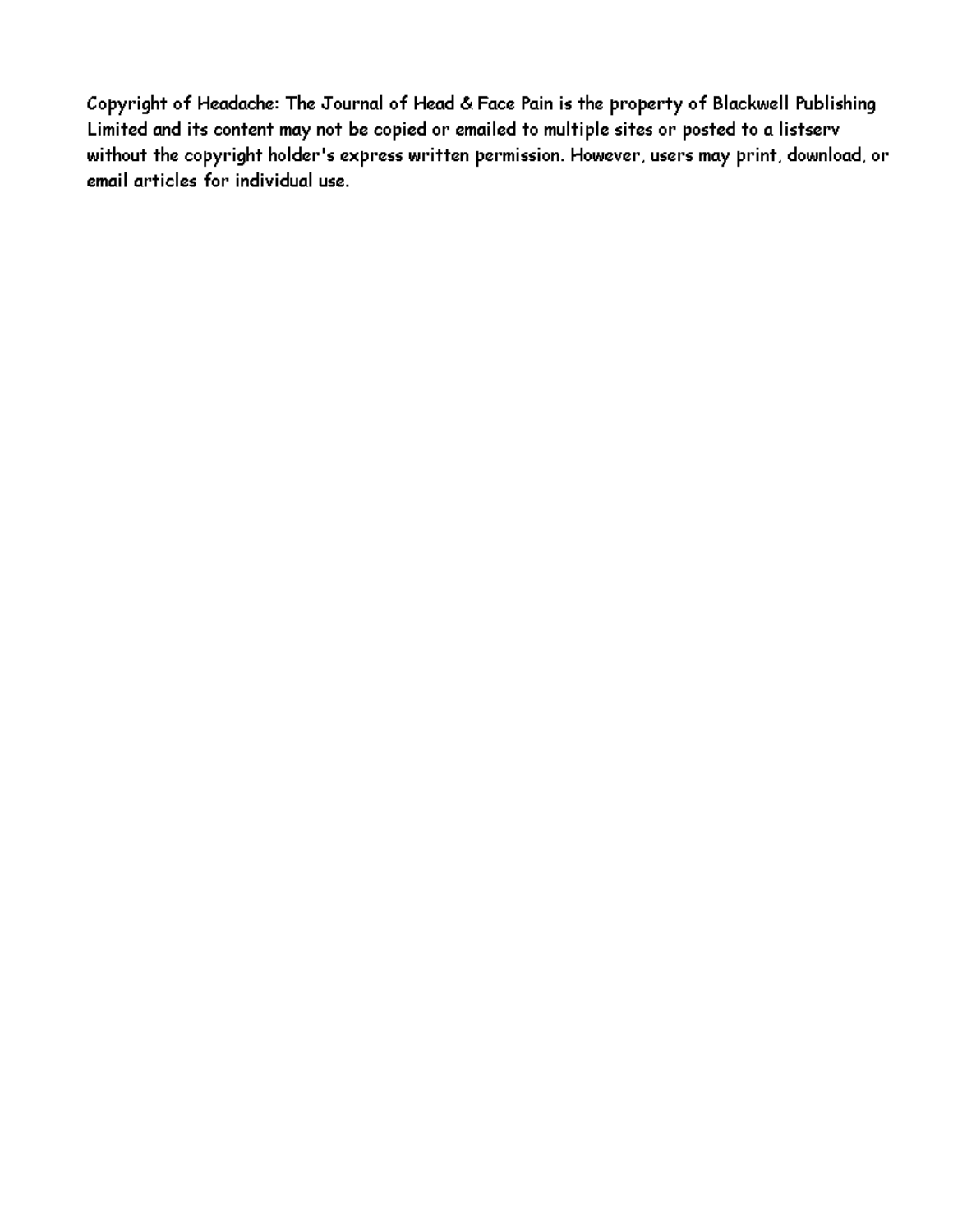Copyright of Headache: The Journal of Head & Face Pain is the property of Blackwell Publishing Limited and its content may not be copied or emailed to multiple sites or posted to a listserv without the copyright holder's express written permission. However, users may print, download, or email articles for individual use.